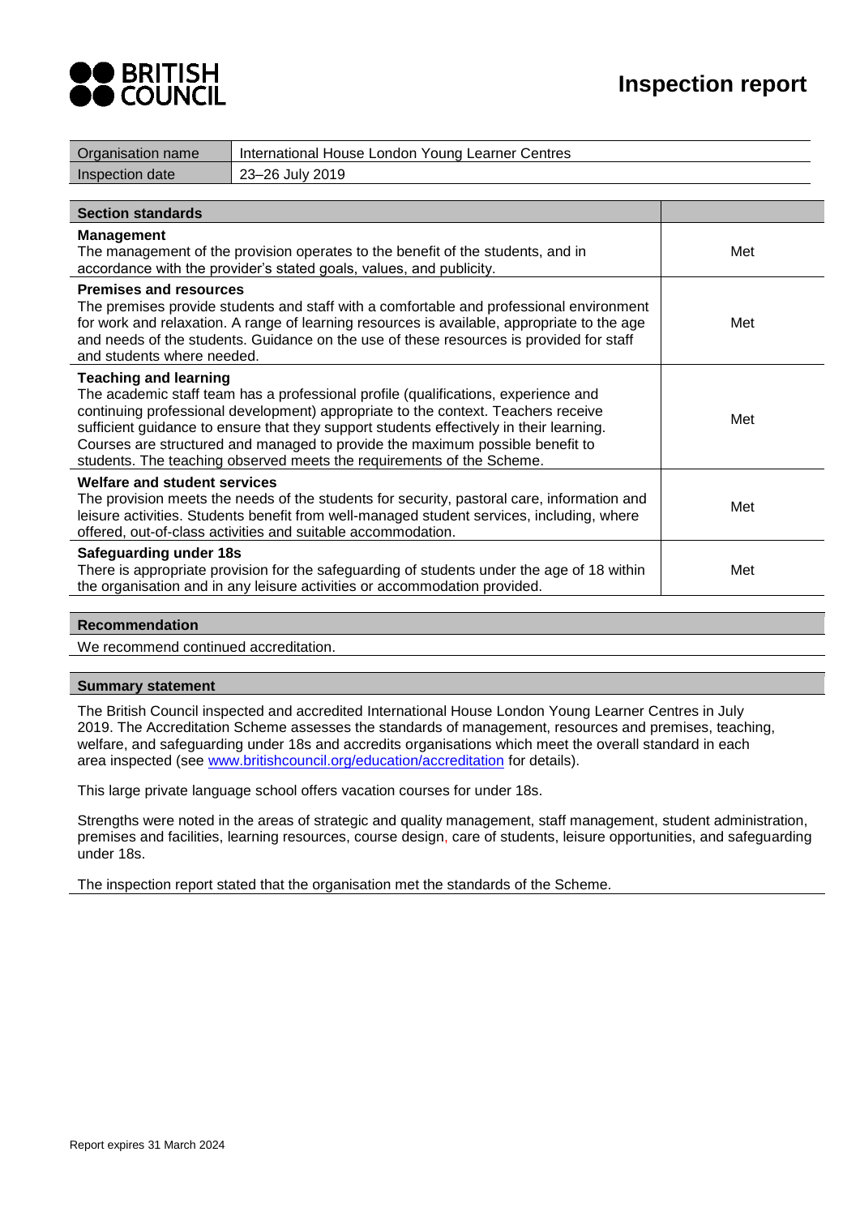BRITISH COUNCIL

# Inspection report

| Organisation name | International House London Young Learner Centres |
| --- | --- |
| Inspection date | 23–26 July 2019 |

| Section standards | |
| --- | --- |
| **Management**<br>The management of the provision operates to the benefit of the students, and in accordance with the provider's stated goals, values, and publicity. | Met |
| **Premises and resources**<br>The premises provide students and staff with a comfortable and professional environment for work and relaxation. A range of learning resources is available, appropriate to the age and needs of the students. Guidance on the use of these resources is provided for staff and students where needed. | Met |
| **Teaching and learning**<br>The academic staff team has a professional profile (qualifications, experience and continuing professional development) appropriate to the context. Teachers receive sufficient guidance to ensure that they support students effectively in their learning. Courses are structured and managed to provide the maximum possible benefit to students. The teaching observed meets the requirements of the Scheme. | Met |
| **Welfare and student services**<br>The provision meets the needs of the students for security, pastoral care, information and leisure activities. Students benefit from well-managed student services, including, where offered, out-of-class activities and suitable accommodation. | Met |
| **Safeguarding under 18s**<br>There is appropriate provision for the safeguarding of students under the age of 18 within the organisation and in any leisure activities or accommodation provided. | Met |

## Recommendation

We recommend continued accreditation.

## Summary statement

The British Council inspected and accredited International House London Young Learner Centres in July 2019. The Accreditation Scheme assesses the standards of management, resources and premises, teaching, welfare, and safeguarding under 18s and accredits organisations which meet the overall standard in each area inspected (see www.britishcouncil.org/education/accreditation for details).

This large private language school offers vacation courses for under 18s.

Strengths were noted in the areas of strategic and quality management, staff management, student administration, premises and facilities, learning resources, course design, care of students, leisure opportunities, and safeguarding under 18s.

The inspection report stated that the organisation met the standards of the Scheme.

Report expires 31 March 2024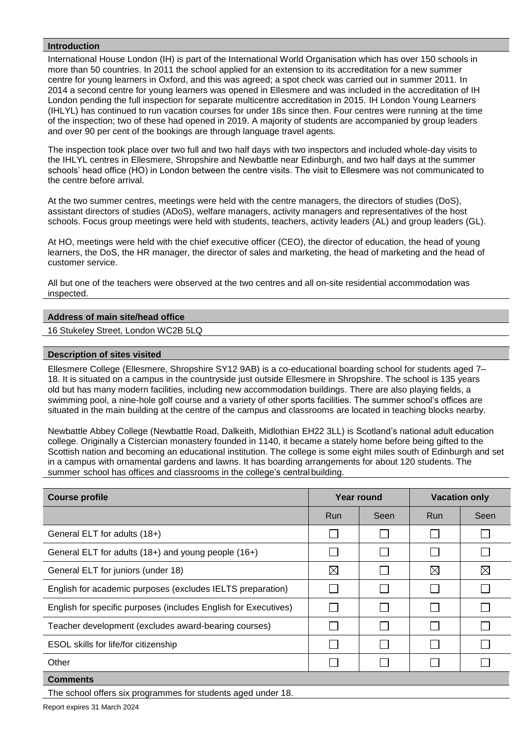## Introduction

International House London (IH) is part of the International World Organisation which has over 150 schools in more than 50 countries. In 2011 the school applied for an extension to its accreditation for a new summer centre for young learners in Oxford, and this was agreed; a spot check was carried out in summer 2011. In 2014 a second centre for young learners was opened in Ellesmere and was included in the accreditation of IH London pending the full inspection for separate multicentre accreditation in 2015. IH London Young Learners (IHLYL) has continued to run vacation courses for under 18s since then. Four centres were running at the time of the inspection; two of these had opened in 2019. A majority of students are accompanied by group leaders and over 90 per cent of the bookings are through language travel agents.

The inspection took place over two full and two half days with two inspectors and included whole-day visits to the IHLYL centres in Ellesmere, Shropshire and Newbattle near Edinburgh, and two half days at the summer schools' head office (HO) in London between the centre visits. The visit to Ellesmere was not communicated to the centre before arrival.

At the two summer centres, meetings were held with the centre managers, the directors of studies (DoS), assistant directors of studies (ADoS), welfare managers, activity managers and representatives of the host schools. Focus group meetings were held with students, teachers, activity leaders (AL) and group leaders (GL).

At HO, meetings were held with the chief executive officer (CEO), the director of education, the head of young learners, the DoS, the HR manager, the director of sales and marketing, the head of marketing and the head of customer service.

All but one of the teachers were observed at the two centres and all on-site residential accommodation was inspected.

## Address of main site/head office

16 Stukeley Street, London WC2B 5LQ

## Description of sites visited

Ellesmere College (Ellesmere, Shropshire SY12 9AB) is a co-educational boarding school for students aged 7–18. It is situated on a campus in the countryside just outside Ellesmere in Shropshire. The school is 135 years old but has many modern facilities, including new accommodation buildings. There are also playing fields, a swimming pool, a nine-hole golf course and a variety of other sports facilities. The summer school's offices are situated in the main building at the centre of the campus and classrooms are located in teaching blocks nearby.

Newbattle Abbey College (Newbattle Road, Dalkeith, Midlothian EH22 3LL) is Scotland's national adult education college. Originally a Cistercian monastery founded in 1140, it became a stately home before being gifted to the Scottish nation and becoming an educational institution. The college is some eight miles south of Edinburgh and set in a campus with ornamental gardens and lawns. It has boarding arrangements for about 120 students. The summer school has offices and classrooms in the college's central building.

| Course profile | Year round | | Vacation only | |
|---|---|---|---|---|
| | Run | Seen | Run | Seen |
| General ELT for adults (18+) | ☐ | ☐ | ☐ | ☐ |
| General ELT for adults (18+) and young people (16+) | ☐ | ☐ | ☐ | ☐ |
| General ELT for juniors (under 18) | ☒ | ☐ | ☒ | ☒ |
| English for academic purposes (excludes IELTS preparation) | ☐ | ☐ | ☐ | ☐ |
| English for specific purposes (includes English for Executives) | ☐ | ☐ | ☐ | ☐ |
| Teacher development (excludes award-bearing courses) | ☐ | ☐ | ☐ | ☐ |
| ESOL skills for life/for citizenship | ☐ | ☐ | ☐ | ☐ |
| Other | ☐ | ☐ | ☐ | ☐ |

**Comments**

The school offers six programmes for students aged under 18.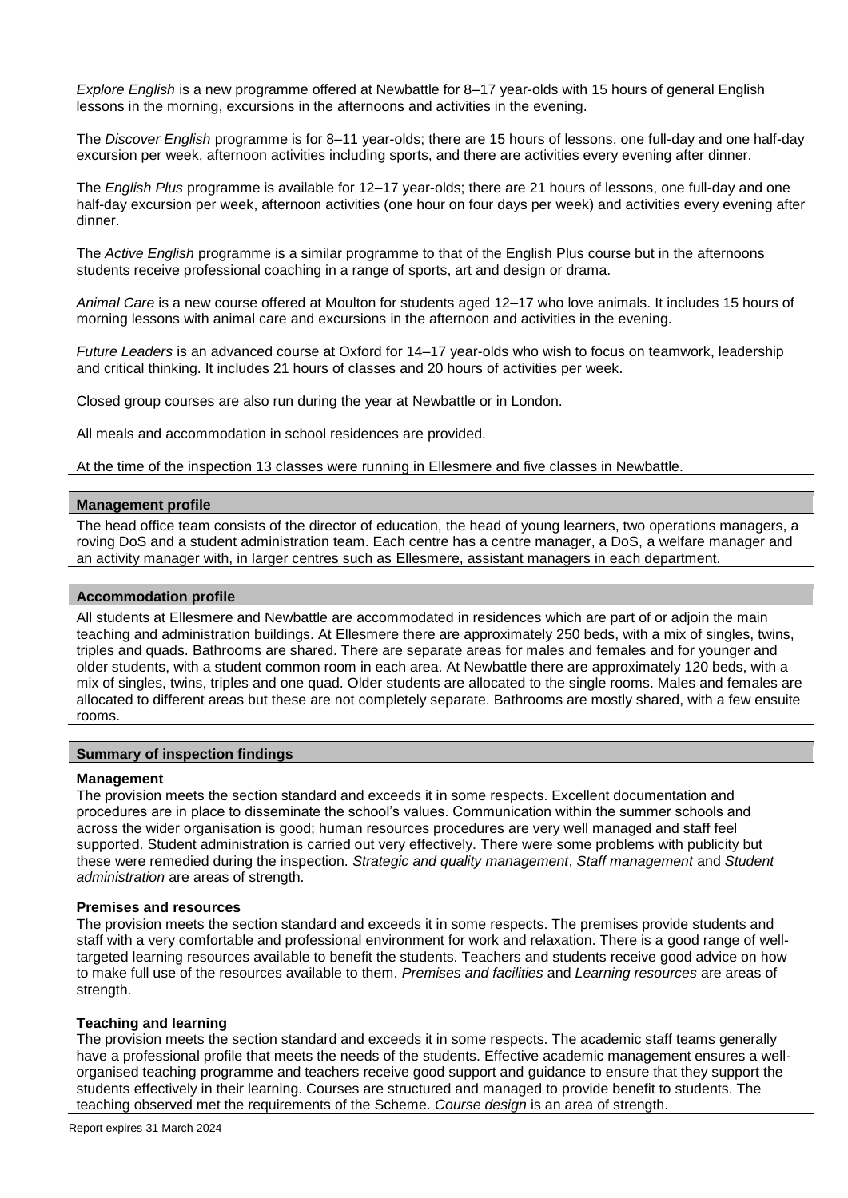*Explore English* is a new programme offered at Newbattle for 8–17 year-olds with 15 hours of general English lessons in the morning, excursions in the afternoons and activities in the evening.

The *Discover English* programme is for 8–11 year-olds; there are 15 hours of lessons, one full-day and one half-day excursion per week, afternoon activities including sports, and there are activities every evening after dinner.

The *English Plus* programme is available for 12–17 year-olds; there are 21 hours of lessons, one full-day and one half-day excursion per week, afternoon activities (one hour on four days per week) and activities every evening after dinner.

The *Active English* programme is a similar programme to that of the English Plus course but in the afternoons students receive professional coaching in a range of sports, art and design or drama.

*Animal Care* is a new course offered at Moulton for students aged 12–17 who love animals. It includes 15 hours of morning lessons with animal care and excursions in the afternoon and activities in the evening.

*Future Leaders* is an advanced course at Oxford for 14–17 year-olds who wish to focus on teamwork, leadership and critical thinking. It includes 21 hours of classes and 20 hours of activities per week.

Closed group courses are also run during the year at Newbattle or in London.

All meals and accommodation in school residences are provided.

At the time of the inspection 13 classes were running in Ellesmere and five classes in Newbattle.

## Management profile

The head office team consists of the director of education, the head of young learners, two operations managers, a roving DoS and a student administration team. Each centre has a centre manager, a DoS, a welfare manager and an activity manager with, in larger centres such as Ellesmere, assistant managers in each department.

## Accommodation profile

All students at Ellesmere and Newbattle are accommodated in residences which are part of or adjoin the main teaching and administration buildings. At Ellesmere there are approximately 250 beds, with a mix of singles, twins, triples and quads. Bathrooms are shared. There are separate areas for males and females and for younger and older students, with a student common room in each area. At Newbattle there are approximately 120 beds, with a mix of singles, twins, triples and one quad. Older students are allocated to the single rooms. Males and females are allocated to different areas but these are not completely separate. Bathrooms are mostly shared, with a few ensuite rooms.

## Summary of inspection findings

### Management

The provision meets the section standard and exceeds it in some respects. Excellent documentation and procedures are in place to disseminate the school's values. Communication within the summer schools and across the wider organisation is good; human resources procedures are very well managed and staff feel supported. Student administration is carried out very effectively. There were some problems with publicity but these were remedied during the inspection. *Strategic and quality management*, *Staff management* and *Student administration* are areas of strength.

### Premises and resources

The provision meets the section standard and exceeds it in some respects. The premises provide students and staff with a very comfortable and professional environment for work and relaxation. There is a good range of well-targeted learning resources available to benefit the students. Teachers and students receive good advice on how to make full use of the resources available to them. *Premises and facilities* and *Learning resources* are areas of strength.

### Teaching and learning

The provision meets the section standard and exceeds it in some respects. The academic staff teams generally have a professional profile that meets the needs of the students. Effective academic management ensures a well-organised teaching programme and teachers receive good support and guidance to ensure that they support the students effectively in their learning. Courses are structured and managed to provide benefit to students. The teaching observed met the requirements of the Scheme. *Course design* is an area of strength.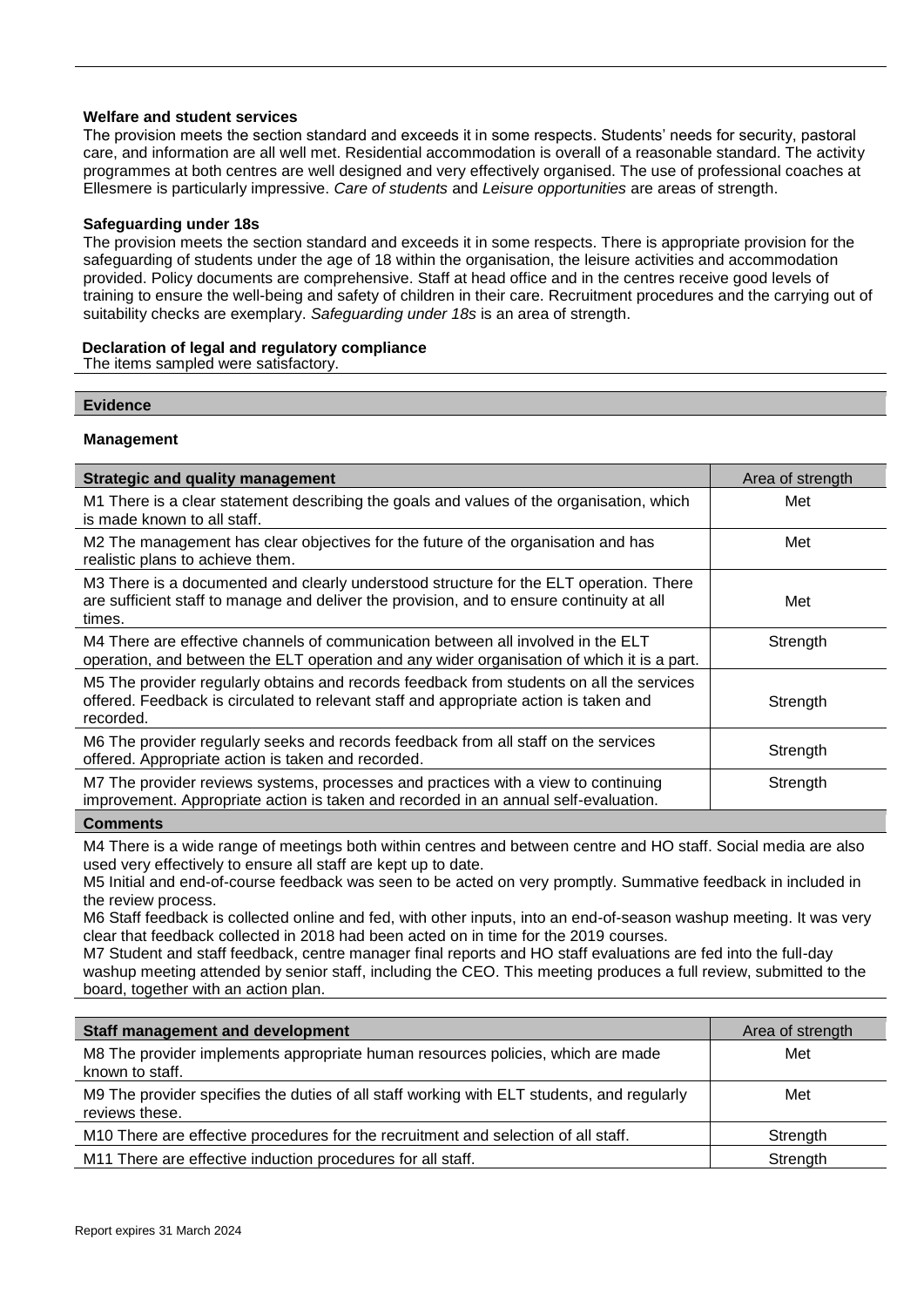**Welfare and student services**

The provision meets the section standard and exceeds it in some respects. Students' needs for security, pastoral care, and information are all well met. Residential accommodation is overall of a reasonable standard. The activity programmes at both centres are well designed and very effectively organised. The use of professional coaches at Ellesmere is particularly impressive. *Care of students* and *Leisure opportunities* are areas of strength.

**Safeguarding under 18s**

The provision meets the section standard and exceeds it in some respects. There is appropriate provision for the safeguarding of students under the age of 18 within the organisation, the leisure activities and accommodation provided. Policy documents are comprehensive. Staff at head office and in the centres receive good levels of training to ensure the well-being and safety of children in their care. Recruitment procedures and the carrying out of suitability checks are exemplary. *Safeguarding under 18s* is an area of strength.

**Declaration of legal and regulatory compliance**

The items sampled were satisfactory.

## Evidence

### Management

| Strategic and quality management | Area of strength |
|---|---|
| M1 There is a clear statement describing the goals and values of the organisation, which is made known to all staff. | Met |
| M2 The management has clear objectives for the future of the organisation and has realistic plans to achieve them. | Met |
| M3 There is a documented and clearly understood structure for the ELT operation. There are sufficient staff to manage and deliver the provision, and to ensure continuity at all times. | Met |
| M4 There are effective channels of communication between all involved in the ELT operation, and between the ELT operation and any wider organisation of which it is a part. | Strength |
| M5 The provider regularly obtains and records feedback from students on all the services offered. Feedback is circulated to relevant staff and appropriate action is taken and recorded. | Strength |
| M6 The provider regularly seeks and records feedback from all staff on the services offered. Appropriate action is taken and recorded. | Strength |
| M7 The provider reviews systems, processes and practices with a view to continuing improvement. Appropriate action is taken and recorded in an annual self-evaluation. | Strength |

**Comments**

M4 There is a wide range of meetings both within centres and between centre and HO staff. Social media are also used very effectively to ensure all staff are kept up to date.
M5 Initial and end-of-course feedback was seen to be acted on very promptly. Summative feedback in included in the review process.
M6 Staff feedback is collected online and fed, with other inputs, into an end-of-season washup meeting. It was very clear that feedback collected in 2018 had been acted on in time for the 2019 courses.
M7 Student and staff feedback, centre manager final reports and HO staff evaluations are fed into the full-day washup meeting attended by senior staff, including the CEO. This meeting produces a full review, submitted to the board, together with an action plan.

| Staff management and development | Area of strength |
|---|---|
| M8 The provider implements appropriate human resources policies, which are made known to staff. | Met |
| M9 The provider specifies the duties of all staff working with ELT students, and regularly reviews these. | Met |
| M10 There are effective procedures for the recruitment and selection of all staff. | Strength |
| M11 There are effective induction procedures for all staff. | Strength |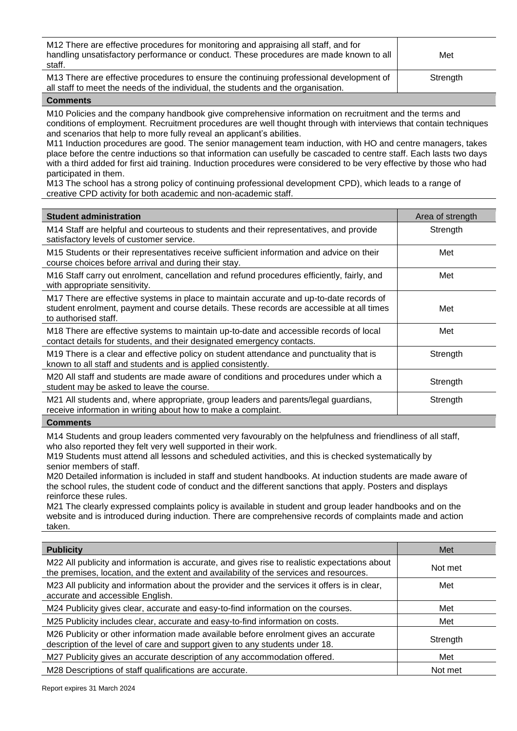| | |
|---|---|
| M12 There are effective procedures for monitoring and appraising all staff, and for handling unsatisfactory performance or conduct. These procedures are made known to all staff. | Met |
| M13 There are effective procedures to ensure the continuing professional development of all staff to meet the needs of the individual, the students and the organisation. | Strength |

**Comments**

M10 Policies and the company handbook give comprehensive information on recruitment and the terms and conditions of employment. Recruitment procedures are well thought through with interviews that contain techniques and scenarios that help to more fully reveal an applicant's abilities.
M11 Induction procedures are good. The senior management team induction, with HO and centre managers, takes place before the centre inductions so that information can usefully be cascaded to centre staff. Each lasts two days with a third added for first aid training. Induction procedures were considered to be very effective by those who had participated in them.
M13 The school has a strong policy of continuing professional development CPD), which leads to a range of creative CPD activity for both academic and non-academic staff.

| **Student administration** | Area of strength |
|---|---|
| M14 Staff are helpful and courteous to students and their representatives, and provide satisfactory levels of customer service. | Strength |
| M15 Students or their representatives receive sufficient information and advice on their course choices before arrival and during their stay. | Met |
| M16 Staff carry out enrolment, cancellation and refund procedures efficiently, fairly, and with appropriate sensitivity. | Met |
| M17 There are effective systems in place to maintain accurate and up-to-date records of student enrolment, payment and course details. These records are accessible at all times to authorised staff. | Met |
| M18 There are effective systems to maintain up-to-date and accessible records of local contact details for students, and their designated emergency contacts. | Met |
| M19 There is a clear and effective policy on student attendance and punctuality that is known to all staff and students and is applied consistently. | Strength |
| M20 All staff and students are made aware of conditions and procedures under which a student may be asked to leave the course. | Strength |
| M21 All students and, where appropriate, group leaders and parents/legal guardians, receive information in writing about how to make a complaint. | Strength |

**Comments**

M14 Students and group leaders commented very favourably on the helpfulness and friendliness of all staff, who also reported they felt very well supported in their work.
M19 Students must attend all lessons and scheduled activities, and this is checked systematically by senior members of staff.
M20 Detailed information is included in staff and student handbooks. At induction students are made aware of the school rules, the student code of conduct and the different sanctions that apply. Posters and displays reinforce these rules.
M21 The clearly expressed complaints policy is available in student and group leader handbooks and on the website and is introduced during induction. There are comprehensive records of complaints made and action taken.

| **Publicity** | Met |
|---|---|
| M22 All publicity and information is accurate, and gives rise to realistic expectations about the premises, location, and the extent and availability of the services and resources. | Not met |
| M23 All publicity and information about the provider and the services it offers is in clear, accurate and accessible English. | Met |
| M24 Publicity gives clear, accurate and easy-to-find information on the courses. | Met |
| M25 Publicity includes clear, accurate and easy-to-find information on costs. | Met |
| M26 Publicity or other information made available before enrolment gives an accurate description of the level of care and support given to any students under 18. | Strength |
| M27 Publicity gives an accurate description of any accommodation offered. | Met |
| M28 Descriptions of staff qualifications are accurate. | Not met |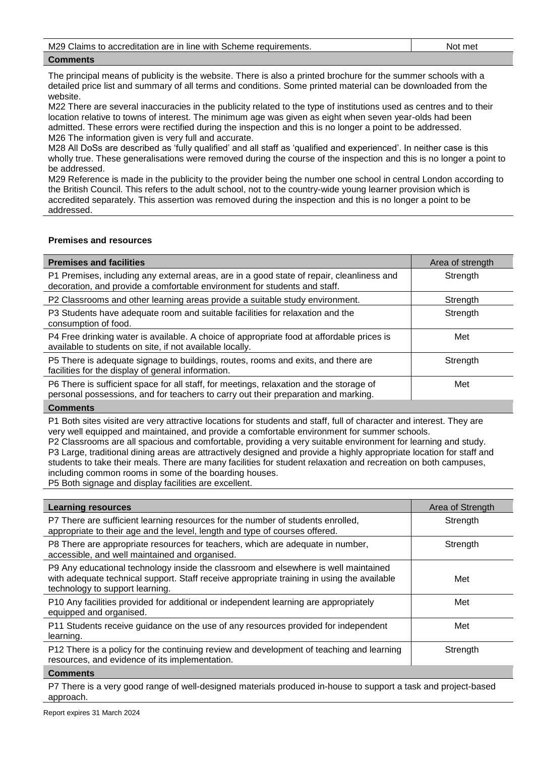| M29 Claims to accreditation are in line with Scheme requirements. | Not met |
|---|---|

**Comments**

The principal means of publicity is the website. There is also a printed brochure for the summer schools with a detailed price list and summary of all terms and conditions. Some printed material can be downloaded from the website.
M22 There are several inaccuracies in the publicity related to the type of institutions used as centres and to their location relative to towns of interest. The minimum age was given as eight when seven year-olds had been admitted. These errors were rectified during the inspection and this is no longer a point to be addressed.
M26 The information given is very full and accurate.
M28 All DoSs are described as 'fully qualified' and all staff as 'qualified and experienced'. In neither case is this wholly true. These generalisations were removed during the course of the inspection and this is no longer a point to be addressed.
M29 Reference is made in the publicity to the provider being the number one school in central London according to the British Council. This refers to the adult school, not to the country-wide young learner provision which is accredited separately. This assertion was removed during the inspection and this is no longer a point to be addressed.

**Premises and resources**

| Premises and facilities | Area of strength |
|---|---|
| P1 Premises, including any external areas, are in a good state of repair, cleanliness and decoration, and provide a comfortable environment for students and staff. | Strength |
| P2 Classrooms and other learning areas provide a suitable study environment. | Strength |
| P3 Students have adequate room and suitable facilities for relaxation and the consumption of food. | Strength |
| P4 Free drinking water is available. A choice of appropriate food at affordable prices is available to students on site, if not available locally. | Met |
| P5 There is adequate signage to buildings, routes, rooms and exits, and there are facilities for the display of general information. | Strength |
| P6 There is sufficient space for all staff, for meetings, relaxation and the storage of personal possessions, and for teachers to carry out their preparation and marking. | Met |

**Comments**

P1 Both sites visited are very attractive locations for students and staff, full of character and interest. They are very well equipped and maintained, and provide a comfortable environment for summer schools.
P2 Classrooms are all spacious and comfortable, providing a very suitable environment for learning and study.
P3 Large, traditional dining areas are attractively designed and provide a highly appropriate location for staff and students to take their meals. There are many facilities for student relaxation and recreation on both campuses, including common rooms in some of the boarding houses.
P5 Both signage and display facilities are excellent.

| Learning resources | Area of Strength |
|---|---|
| P7 There are sufficient learning resources for the number of students enrolled, appropriate to their age and the level, length and type of courses offered. | Strength |
| P8 There are appropriate resources for teachers, which are adequate in number, accessible, and well maintained and organised. | Strength |
| P9 Any educational technology inside the classroom and elsewhere is well maintained with adequate technical support. Staff receive appropriate training in using the available technology to support learning. | Met |
| P10 Any facilities provided for additional or independent learning are appropriately equipped and organised. | Met |
| P11 Students receive guidance on the use of any resources provided for independent learning. | Met |
| P12 There is a policy for the continuing review and development of teaching and learning resources, and evidence of its implementation. | Strength |

**Comments**

P7 There is a very good range of well-designed materials produced in-house to support a task and project-based approach.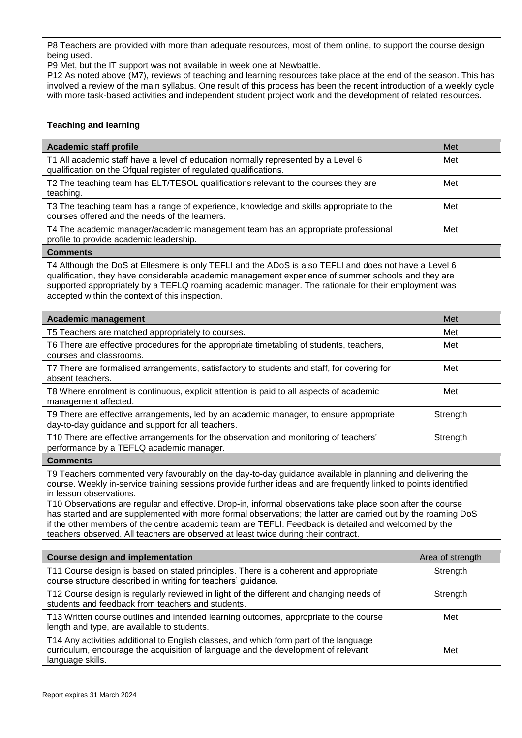P8 Teachers are provided with more than adequate resources, most of them online, to support the course design being used.
P9 Met, but the IT support was not available in week one at Newbattle.
P12 As noted above (M7), reviews of teaching and learning resources take place at the end of the season. This has involved a review of the main syllabus. One result of this process has been the recent introduction of a weekly cycle with more task-based activities and independent student project work and the development of related resources**.**

### Teaching and learning

| Academic staff profile | Met |
|---|---|
| T1 All academic staff have a level of education normally represented by a Level 6 qualification on the Ofqual register of regulated qualifications. | Met |
| T2 The teaching team has ELT/TESOL qualifications relevant to the courses they are teaching. | Met |
| T3 The teaching team has a range of experience, knowledge and skills appropriate to the courses offered and the needs of the learners. | Met |
| T4 The academic manager/academic management team has an appropriate professional profile to provide academic leadership. | Met |

**Comments**

T4 Although the DoS at Ellesmere is only TEFLI and the ADoS is also TEFLI and does not have a Level 6 qualification, they have considerable academic management experience of summer schools and they are supported appropriately by a TEFLQ roaming academic manager. The rationale for their employment was accepted within the context of this inspection.

| Academic management | Met |
|---|---|
| T5 Teachers are matched appropriately to courses. | Met |
| T6 There are effective procedures for the appropriate timetabling of students, teachers, courses and classrooms. | Met |
| T7 There are formalised arrangements, satisfactory to students and staff, for covering for absent teachers. | Met |
| T8 Where enrolment is continuous, explicit attention is paid to all aspects of academic management affected. | Met |
| T9 There are effective arrangements, led by an academic manager, to ensure appropriate day-to-day guidance and support for all teachers. | Strength |
| T10 There are effective arrangements for the observation and monitoring of teachers' performance by a TEFLQ academic manager. | Strength |

**Comments**

T9 Teachers commented very favourably on the day-to-day guidance available in planning and delivering the course. Weekly in-service training sessions provide further ideas and are frequently linked to points identified in lesson observations.
T10 Observations are regular and effective. Drop-in, informal observations take place soon after the course has started and are supplemented with more formal observations; the latter are carried out by the roaming DoS if the other members of the centre academic team are TEFLI. Feedback is detailed and welcomed by the teachers observed. All teachers are observed at least twice during their contract.

| Course design and implementation | Area of strength |
|---|---|
| T11 Course design is based on stated principles. There is a coherent and appropriate course structure described in writing for teachers' guidance. | Strength |
| T12 Course design is regularly reviewed in light of the different and changing needs of students and feedback from teachers and students. | Strength |
| T13 Written course outlines and intended learning outcomes, appropriate to the course length and type, are available to students. | Met |
| T14 Any activities additional to English classes, and which form part of the language curriculum, encourage the acquisition of language and the development of relevant language skills. | Met |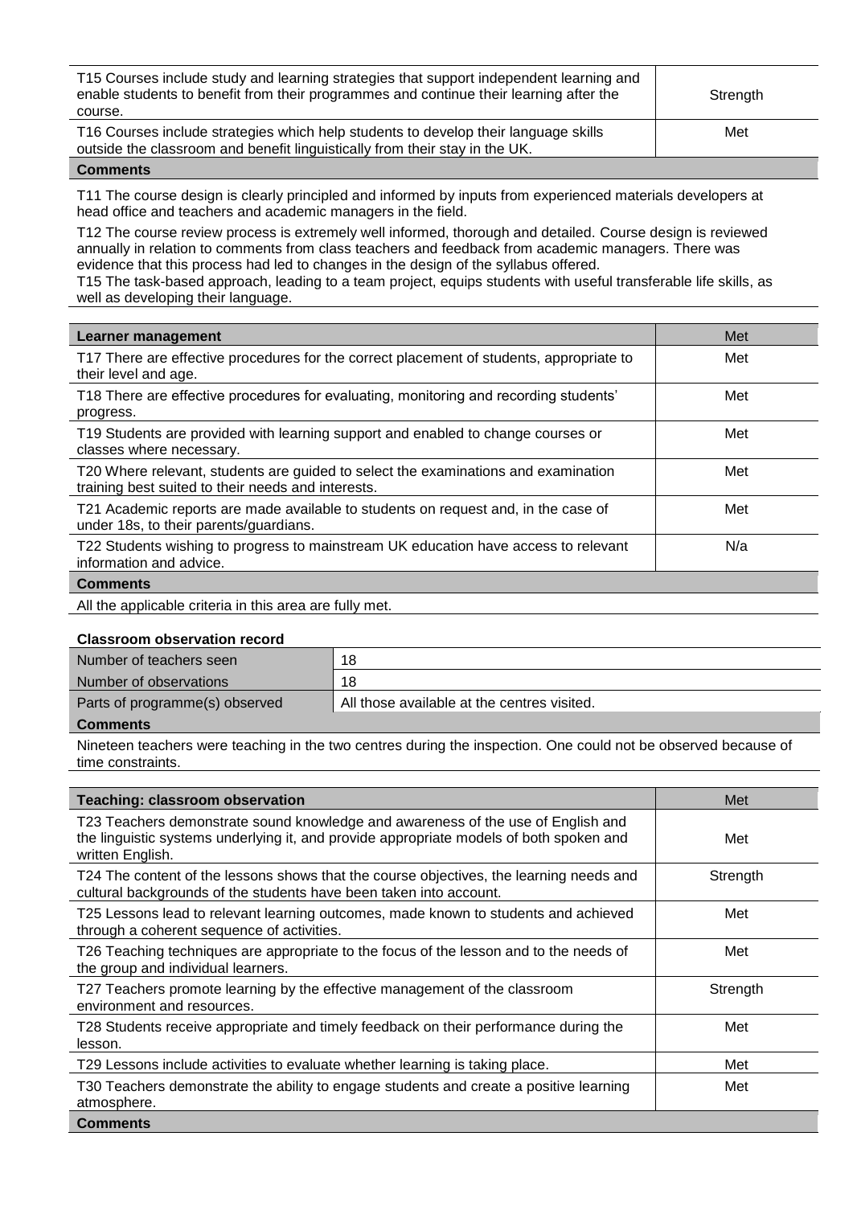| | |
|---|---|
| T15 Courses include study and learning strategies that support independent learning and enable students to benefit from their programmes and continue their learning after the course. | Strength |
| T16 Courses include strategies which help students to develop their language skills outside the classroom and benefit linguistically from their stay in the UK. | Met |

**Comments**

T11 The course design is clearly principled and informed by inputs from experienced materials developers at head office and teachers and academic managers in the field.

T12 The course review process is extremely well informed, thorough and detailed. Course design is reviewed annually in relation to comments from class teachers and feedback from academic managers. There was evidence that this process had led to changes in the design of the syllabus offered.

T15 The task-based approach, leading to a team project, equips students with useful transferable life skills, as well as developing their language.

| **Learner management** | Met |
|---|---|
| T17 There are effective procedures for the correct placement of students, appropriate to their level and age. | Met |
| T18 There are effective procedures for evaluating, monitoring and recording students' progress. | Met |
| T19 Students are provided with learning support and enabled to change courses or classes where necessary. | Met |
| T20 Where relevant, students are guided to select the examinations and examination training best suited to their needs and interests. | Met |
| T21 Academic reports are made available to students on request and, in the case of under 18s, to their parents/guardians. | Met |
| T22 Students wishing to progress to mainstream UK education have access to relevant information and advice. | N/a |

**Comments**

All the applicable criteria in this area are fully met.

**Classroom observation record**

| | |
|---|---|
| Number of teachers seen | 18 |
| Number of observations | 18 |
| Parts of programme(s) observed | All those available at the centres visited. |

**Comments**

Nineteen teachers were teaching in the two centres during the inspection. One could not be observed because of time constraints.

| **Teaching: classroom observation** | Met |
|---|---|
| T23 Teachers demonstrate sound knowledge and awareness of the use of English and the linguistic systems underlying it, and provide appropriate models of both spoken and written English. | Met |
| T24 The content of the lessons shows that the course objectives, the learning needs and cultural backgrounds of the students have been taken into account. | Strength |
| T25 Lessons lead to relevant learning outcomes, made known to students and achieved through a coherent sequence of activities. | Met |
| T26 Teaching techniques are appropriate to the focus of the lesson and to the needs of the group and individual learners. | Met |
| T27 Teachers promote learning by the effective management of the classroom environment and resources. | Strength |
| T28 Students receive appropriate and timely feedback on their performance during the lesson. | Met |
| T29 Lessons include activities to evaluate whether learning is taking place. | Met |
| T30 Teachers demonstrate the ability to engage students and create a positive learning atmosphere. | Met |

**Comments**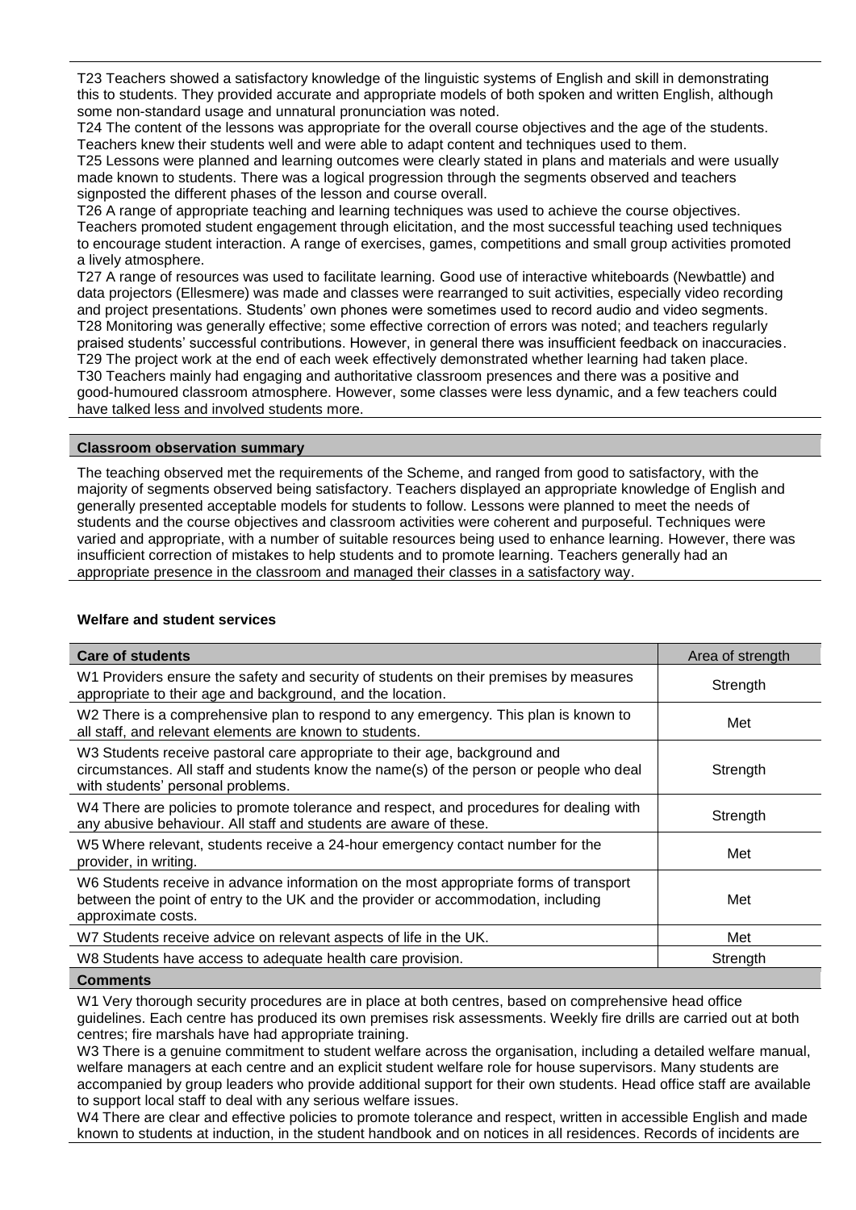T23 Teachers showed a satisfactory knowledge of the linguistic systems of English and skill in demonstrating this to students. They provided accurate and appropriate models of both spoken and written English, although some non-standard usage and unnatural pronunciation was noted.
T24 The content of the lessons was appropriate for the overall course objectives and the age of the students. Teachers knew their students well and were able to adapt content and techniques used to them.
T25 Lessons were planned and learning outcomes were clearly stated in plans and materials and were usually made known to students. There was a logical progression through the segments observed and teachers signposted the different phases of the lesson and course overall.
T26 A range of appropriate teaching and learning techniques was used to achieve the course objectives. Teachers promoted student engagement through elicitation, and the most successful teaching used techniques to encourage student interaction. A range of exercises, games, competitions and small group activities promoted a lively atmosphere.
T27 A range of resources was used to facilitate learning. Good use of interactive whiteboards (Newbattle) and data projectors (Ellesmere) was made and classes were rearranged to suit activities, especially video recording and project presentations. Students' own phones were sometimes used to record audio and video segments.
T28 Monitoring was generally effective; some effective correction of errors was noted; and teachers regularly praised students' successful contributions. However, in general there was insufficient feedback on inaccuracies.
T29 The project work at the end of each week effectively demonstrated whether learning had taken place.
T30 Teachers mainly had engaging and authoritative classroom presences and there was a positive and good-humoured classroom atmosphere. However, some classes were less dynamic, and a few teachers could have talked less and involved students more.

**Classroom observation summary**

The teaching observed met the requirements of the Scheme, and ranged from good to satisfactory, with the majority of segments observed being satisfactory. Teachers displayed an appropriate knowledge of English and generally presented acceptable models for students to follow. Lessons were planned to meet the needs of students and the course objectives and classroom activities were coherent and purposeful. Techniques were varied and appropriate, with a number of suitable resources being used to enhance learning. However, there was insufficient correction of mistakes to help students and to promote learning. Teachers generally had an appropriate presence in the classroom and managed their classes in a satisfactory way.

### Welfare and student services

| **Care of students** | Area of strength |
|---|---|
| W1 Providers ensure the safety and security of students on their premises by measures appropriate to their age and background, and the location. | Strength |
| W2 There is a comprehensive plan to respond to any emergency. This plan is known to all staff, and relevant elements are known to students. | Met |
| W3 Students receive pastoral care appropriate to their age, background and circumstances. All staff and students know the name(s) of the person or people who deal with students' personal problems. | Strength |
| W4 There are policies to promote tolerance and respect, and procedures for dealing with any abusive behaviour. All staff and students are aware of these. | Strength |
| W5 Where relevant, students receive a 24-hour emergency contact number for the provider, in writing. | Met |
| W6 Students receive in advance information on the most appropriate forms of transport between the point of entry to the UK and the provider or accommodation, including approximate costs. | Met |
| W7 Students receive advice on relevant aspects of life in the UK. | Met |
| W8 Students have access to adequate health care provision. | Strength |

**Comments**

W1 Very thorough security procedures are in place at both centres, based on comprehensive head office guidelines. Each centre has produced its own premises risk assessments. Weekly fire drills are carried out at both centres; fire marshals have had appropriate training.
W3 There is a genuine commitment to student welfare across the organisation, including a detailed welfare manual, welfare managers at each centre and an explicit student welfare role for house supervisors. Many students are accompanied by group leaders who provide additional support for their own students. Head office staff are available to support local staff to deal with any serious welfare issues.
W4 There are clear and effective policies to promote tolerance and respect, written in accessible English and made known to students at induction, in the student handbook and on notices in all residences. Records of incidents are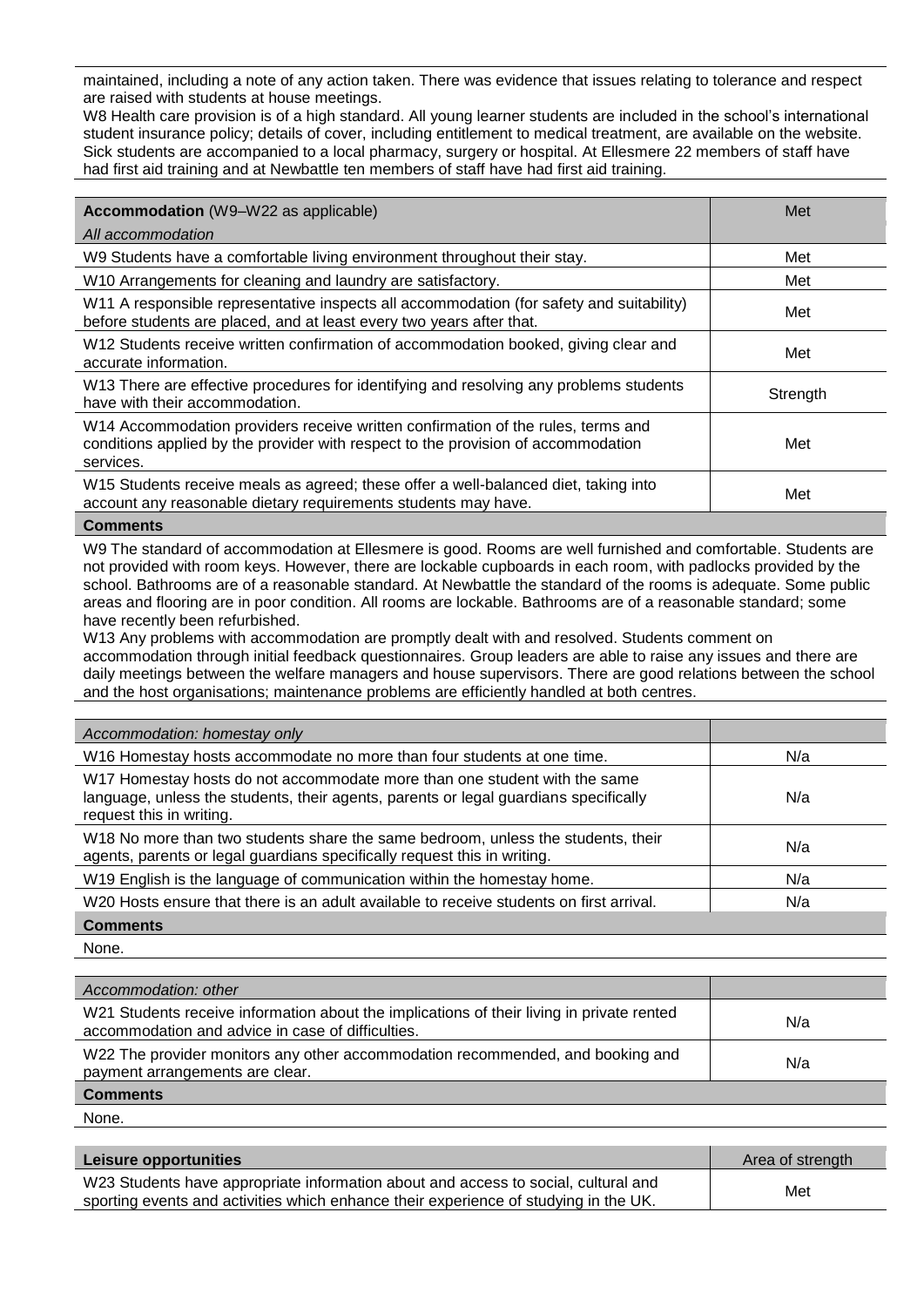maintained, including a note of any action taken. There was evidence that issues relating to tolerance and respect are raised with students at house meetings.

W8 Health care provision is of a high standard. All young learner students are included in the school's international student insurance policy; details of cover, including entitlement to medical treatment, are available on the website. Sick students are accompanied to a local pharmacy, surgery or hospital. At Ellesmere 22 members of staff have had first aid training and at Newbattle ten members of staff have had first aid training.

| **Accommodation** (W9–W22 as applicable)<br>*All accommodation* | Met |
|---|---|
| W9 Students have a comfortable living environment throughout their stay. | Met |
| W10 Arrangements for cleaning and laundry are satisfactory. | Met |
| W11 A responsible representative inspects all accommodation (for safety and suitability) before students are placed, and at least every two years after that. | Met |
| W12 Students receive written confirmation of accommodation booked, giving clear and accurate information. | Met |
| W13 There are effective procedures for identifying and resolving any problems students have with their accommodation. | Strength |
| W14 Accommodation providers receive written confirmation of the rules, terms and conditions applied by the provider with respect to the provision of accommodation services. | Met |
| W15 Students receive meals as agreed; these offer a well-balanced diet, taking into account any reasonable dietary requirements students may have. | Met |

**Comments**

W9 The standard of accommodation at Ellesmere is good. Rooms are well furnished and comfortable. Students are not provided with room keys. However, there are lockable cupboards in each room, with padlocks provided by the school. Bathrooms are of a reasonable standard. At Newbattle the standard of the rooms is adequate. Some public areas and flooring are in poor condition. All rooms are lockable. Bathrooms are of a reasonable standard; some have recently been refurbished.

W13 Any problems with accommodation are promptly dealt with and resolved. Students comment on accommodation through initial feedback questionnaires. Group leaders are able to raise any issues and there are daily meetings between the welfare managers and house supervisors. There are good relations between the school and the host organisations; maintenance problems are efficiently handled at both centres.

| *Accommodation: homestay only* | |
|---|---|
| W16 Homestay hosts accommodate no more than four students at one time. | N/a |
| W17 Homestay hosts do not accommodate more than one student with the same language, unless the students, their agents, parents or legal guardians specifically request this in writing. | N/a |
| W18 No more than two students share the same bedroom, unless the students, their agents, parents or legal guardians specifically request this in writing. | N/a |
| W19 English is the language of communication within the homestay home. | N/a |
| W20 Hosts ensure that there is an adult available to receive students on first arrival. | N/a |

**Comments**

None.

| *Accommodation: other* | |
|---|---|
| W21 Students receive information about the implications of their living in private rented accommodation and advice in case of difficulties. | N/a |
| W22 The provider monitors any other accommodation recommended, and booking and payment arrangements are clear. | N/a |

**Comments**

None.

| **Leisure opportunities** | Area of strength |
|---|---|
| W23 Students have appropriate information about and access to social, cultural and sporting events and activities which enhance their experience of studying in the UK. | Met |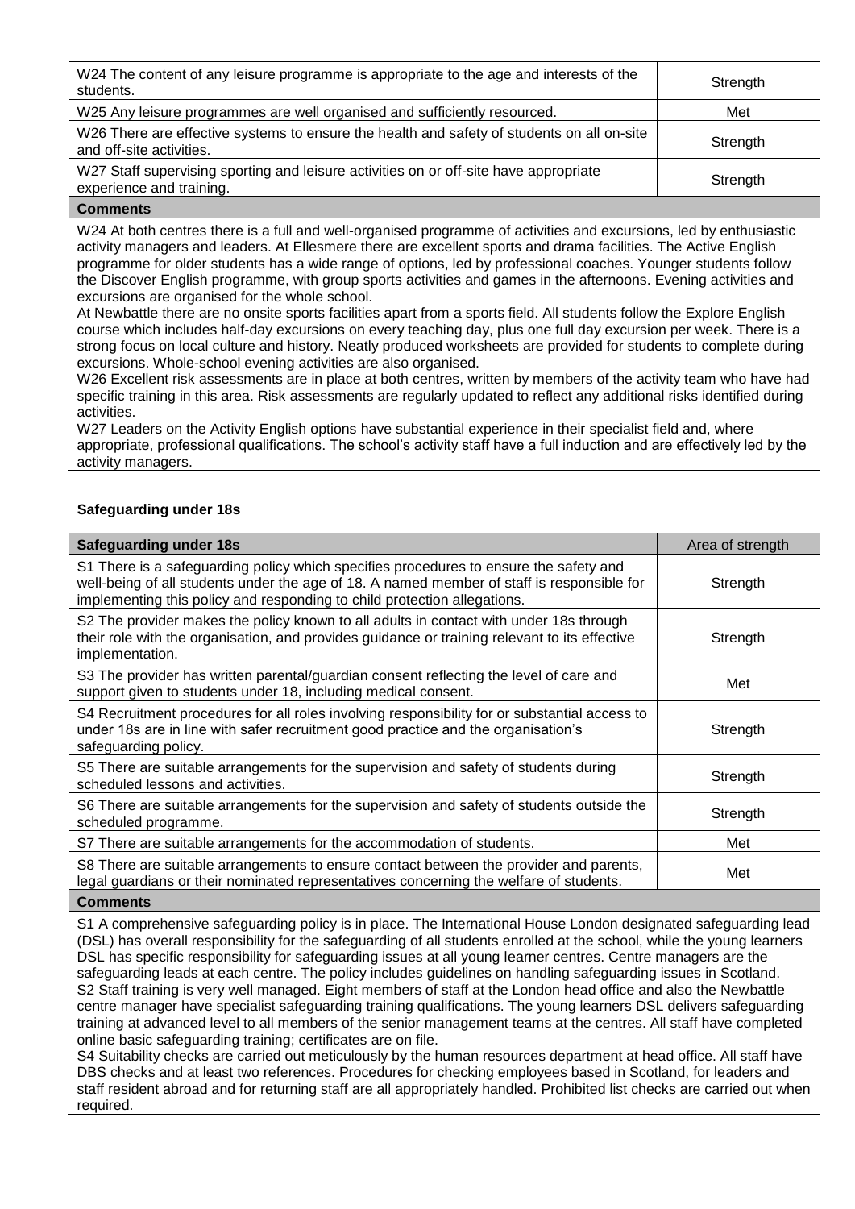| | |
|---|---|
| W24 The content of any leisure programme is appropriate to the age and interests of the students. | Strength |
| W25 Any leisure programmes are well organised and sufficiently resourced. | Met |
| W26 There are effective systems to ensure the health and safety of students on all on-site and off-site activities. | Strength |
| W27 Staff supervising sporting and leisure activities on or off-site have appropriate experience and training. | Strength |

**Comments**

W24 At both centres there is a full and well-organised programme of activities and excursions, led by enthusiastic activity managers and leaders. At Ellesmere there are excellent sports and drama facilities. The Active English programme for older students has a wide range of options, led by professional coaches. Younger students follow the Discover English programme, with group sports activities and games in the afternoons. Evening activities and excursions are organised for the whole school.

At Newbattle there are no onsite sports facilities apart from a sports field. All students follow the Explore English course which includes half-day excursions on every teaching day, plus one full day excursion per week. There is a strong focus on local culture and history. Neatly produced worksheets are provided for students to complete during excursions. Whole-school evening activities are also organised.

W26 Excellent risk assessments are in place at both centres, written by members of the activity team who have had specific training in this area. Risk assessments are regularly updated to reflect any additional risks identified during activities.

W27 Leaders on the Activity English options have substantial experience in their specialist field and, where appropriate, professional qualifications. The school's activity staff have a full induction and are effectively led by the activity managers.

**Safeguarding under 18s**

| Safeguarding under 18s | Area of strength |
|---|---|
| S1 There is a safeguarding policy which specifies procedures to ensure the safety and well-being of all students under the age of 18. A named member of staff is responsible for implementing this policy and responding to child protection allegations. | Strength |
| S2 The provider makes the policy known to all adults in contact with under 18s through their role with the organisation, and provides guidance or training relevant to its effective implementation. | Strength |
| S3 The provider has written parental/guardian consent reflecting the level of care and support given to students under 18, including medical consent. | Met |
| S4 Recruitment procedures for all roles involving responsibility for or substantial access to under 18s are in line with safer recruitment good practice and the organisation's safeguarding policy. | Strength |
| S5 There are suitable arrangements for the supervision and safety of students during scheduled lessons and activities. | Strength |
| S6 There are suitable arrangements for the supervision and safety of students outside the scheduled programme. | Strength |
| S7 There are suitable arrangements for the accommodation of students. | Met |
| S8 There are suitable arrangements to ensure contact between the provider and parents, legal guardians or their nominated representatives concerning the welfare of students. | Met |

**Comments**

S1 A comprehensive safeguarding policy is in place. The International House London designated safeguarding lead (DSL) has overall responsibility for the safeguarding of all students enrolled at the school, while the young learners DSL has specific responsibility for safeguarding issues at all young learner centres. Centre managers are the safeguarding leads at each centre. The policy includes guidelines on handling safeguarding issues in Scotland.

S2 Staff training is very well managed. Eight members of staff at the London head office and also the Newbattle centre manager have specialist safeguarding training qualifications. The young learners DSL delivers safeguarding training at advanced level to all members of the senior management teams at the centres. All staff have completed online basic safeguarding training; certificates are on file.

S4 Suitability checks are carried out meticulously by the human resources department at head office. All staff have DBS checks and at least two references. Procedures for checking employees based in Scotland, for leaders and staff resident abroad and for returning staff are all appropriately handled. Prohibited list checks are carried out when required.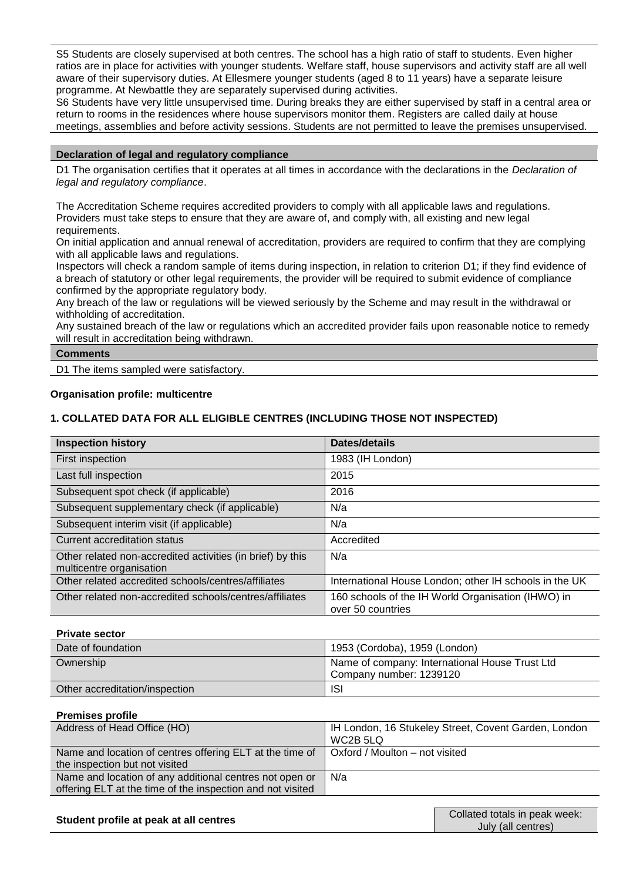S5 Students are closely supervised at both centres. The school has a high ratio of staff to students. Even higher ratios are in place for activities with younger students. Welfare staff, house supervisors and activity staff are all well aware of their supervisory duties. At Ellesmere younger students (aged 8 to 11 years) have a separate leisure programme. At Newbattle they are separately supervised during activities.

S6 Students have very little unsupervised time. During breaks they are either supervised by staff in a central area or return to rooms in the residences where house supervisors monitor them. Registers are called daily at house meetings, assemblies and before activity sessions. Students are not permitted to leave the premises unsupervised.

**Declaration of legal and regulatory compliance**

D1 The organisation certifies that it operates at all times in accordance with the declarations in the *Declaration of legal and regulatory compliance*.

The Accreditation Scheme requires accredited providers to comply with all applicable laws and regulations. Providers must take steps to ensure that they are aware of, and comply with, all existing and new legal requirements.

On initial application and annual renewal of accreditation, providers are required to confirm that they are complying with all applicable laws and regulations.

Inspectors will check a random sample of items during inspection, in relation to criterion D1; if they find evidence of a breach of statutory or other legal requirements, the provider will be required to submit evidence of compliance confirmed by the appropriate regulatory body.

Any breach of the law or regulations will be viewed seriously by the Scheme and may result in the withdrawal or withholding of accreditation.

Any sustained breach of the law or regulations which an accredited provider fails upon reasonable notice to remedy will result in accreditation being withdrawn.

**Comments**

D1 The items sampled were satisfactory.

**Organisation profile: multicentre**

**1. COLLATED DATA FOR ALL ELIGIBLE CENTRES (INCLUDING THOSE NOT INSPECTED)**

| Inspection history | Dates/details |
|---|---|
| First inspection | 1983 (IH London) |
| Last full inspection | 2015 |
| Subsequent spot check (if applicable) | 2016 |
| Subsequent supplementary check (if applicable) | N/a |
| Subsequent interim visit (if applicable) | N/a |
| Current accreditation status | Accredited |
| Other related non-accredited activities (in brief) by this multicentre organisation | N/a |
| Other related accredited schools/centres/affiliates | International House London; other IH schools in the UK |
| Other related non-accredited schools/centres/affiliates | 160 schools of the IH World Organisation (IHWO) in over 50 countries |

**Private sector**

| | |
|---|---|
| Date of foundation | 1953 (Cordoba), 1959 (London) |
| Ownership | Name of company: International House Trust Ltd Company number: 1239120 |
| Other accreditation/inspection | ISI |

**Premises profile**

| | |
|---|---|
| Address of Head Office (HO) | IH London, 16 Stukeley Street, Covent Garden, London WC2B 5LQ |
| Name and location of centres offering ELT at the time of the inspection but not visited | Oxford / Moulton – not visited |
| Name and location of any additional centres not open or offering ELT at the time of the inspection and not visited | N/a |

| Student profile at peak at all centres | Collated totals in peak week: July (all centres) |
|---|---|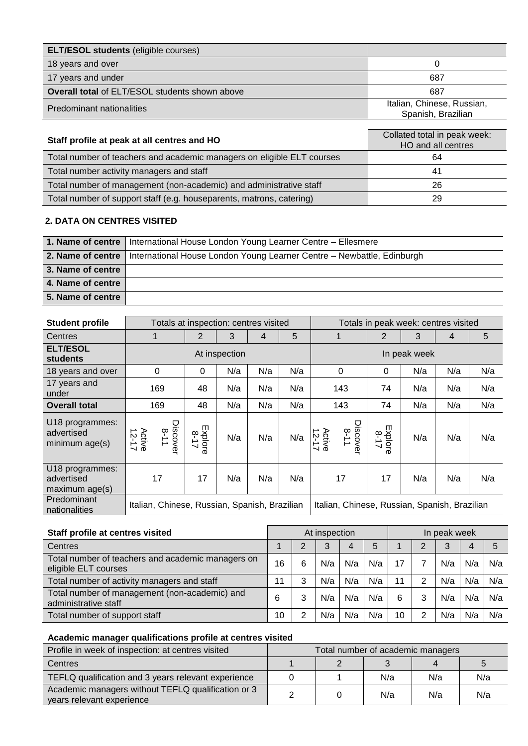| **ELT/ESOL students** (eligible courses) | |
|---|---|
| 18 years and over | 0 |
| 17 years and under | 687 |
| **Overall total** of ELT/ESOL students shown above | 687 |
| Predominant nationalities | Italian, Chinese, Russian, Spanish, Brazilian |

| **Staff profile at peak at all centres and HO** | Collated total in peak week: HO and all centres |
|---|---|
| Total number of teachers and academic managers on eligible ELT courses | 64 |
| Total number activity managers and staff | 41 |
| Total number of management (non-academic) and administrative staff | 26 |
| Total number of support staff (e.g. houseparents, matrons, catering) | 29 |

## 2. DATA ON CENTRES VISITED

| | |
|---|---|
| **1. Name of centre** | International House London Young Learner Centre – Ellesmere |
| **2. Name of centre** | International House London Young Learner Centre – Newbattle, Edinburgh |
| **3. Name of centre** | |
| **4. Name of centre** | |
| **5. Name of centre** | |

| **Student profile** | Totals at inspection: centres visited | | | | | Totals in peak week: centres visited | | | | |
|---|---|---|---|---|---|---|---|---|---|---|
| Centres | 1 | 2 | 3 | 4 | 5 | 1 | 2 | 3 | 4 | 5 |
| **ELT/ESOL students** | At inspection | | | | | In peak week | | | | |
| 18 years and over | 0 | 0 | N/a | N/a | N/a | 0 | 0 | N/a | N/a | N/a |
| 17 years and under | 169 | 48 | N/a | N/a | N/a | 143 | 74 | N/a | N/a | N/a |
| **Overall total** | 169 | 48 | N/a | N/a | N/a | 143 | 74 | N/a | N/a | N/a |
| U18 programmes: advertised minimum age(s) | Discover 8-11 Active 12-17 | Explore 8-17 | N/a | N/a | N/a | Discover 8-11 Active 12-17 | Explore 8-17 | N/a | N/a | N/a |
| U18 programmes: advertised maximum age(s) | 17 | 17 | N/a | N/a | N/a | 17 | 17 | N/a | N/a | N/a |
| Predominant nationalities | Italian, Chinese, Russian, Spanish, Brazilian | | | | | Italian, Chinese, Russian, Spanish, Brazilian | | | | |

| **Staff profile at centres visited** | At inspection | | | | | In peak week | | | | |
|---|---|---|---|---|---|---|---|---|---|---|
| Centres | 1 | 2 | 3 | 4 | 5 | 1 | 2 | 3 | 4 | 5 |
| Total number of teachers and academic managers on eligible ELT courses | 16 | 6 | N/a | N/a | N/a | 17 | 7 | N/a | N/a | N/a |
| Total number of activity managers and staff | 11 | 3 | N/a | N/a | N/a | 11 | 2 | N/a | N/a | N/a |
| Total number of management (non-academic) and administrative staff | 6 | 3 | N/a | N/a | N/a | 6 | 3 | N/a | N/a | N/a |
| Total number of support staff | 10 | 2 | N/a | N/a | N/a | 10 | 2 | N/a | N/a | N/a |

**Academic manager qualifications profile at centres visited**

| Profile in week of inspection: at centres visited | Total number of academic managers | | | | |
|---|---|---|---|---|---|
| Centres | 1 | 2 | 3 | 4 | 5 |
| TEFLQ qualification and 3 years relevant experience | 0 | 1 | N/a | N/a | N/a |
| Academic managers without TEFLQ qualification or 3 years relevant experience | 2 | 0 | N/a | N/a | N/a |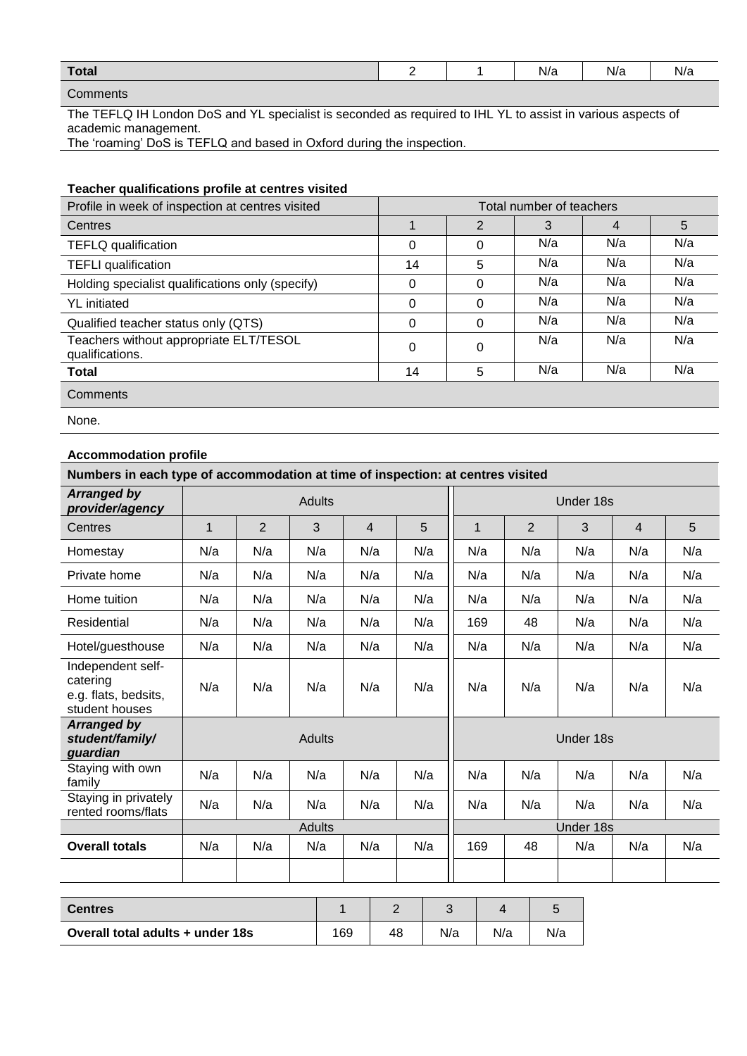| Total | 2 | 1 | N/a | N/a | N/a |
|---|---|---|---|---|---|

Comments

The TEFLQ IH London DoS and YL specialist is seconded as required to IHL YL to assist in various aspects of academic management.
The 'roaming' DoS is TEFLQ and based in Oxford during the inspection.

**Teacher qualifications profile at centres visited**

| Profile in week of inspection at centres visited | Total number of teachers | | | | |
|---|---|---|---|---|---|
| Centres | 1 | 2 | 3 | 4 | 5 |
| TEFLQ qualification | 0 | 0 | N/a | N/a | N/a |
| TEFLI qualification | 14 | 5 | N/a | N/a | N/a |
| Holding specialist qualifications only (specify) | 0 | 0 | N/a | N/a | N/a |
| YL initiated | 0 | 0 | N/a | N/a | N/a |
| Qualified teacher status only (QTS) | 0 | 0 | N/a | N/a | N/a |
| Teachers without appropriate ELT/TESOL qualifications. | 0 | 0 | N/a | N/a | N/a |
| **Total** | 14 | 5 | N/a | N/a | N/a |

Comments

None.

**Accommodation profile**

| Numbers in each type of accommodation at time of inspection: at centres visited | | | | | | | | | | |
|---|---|---|---|---|---|---|---|---|---|---|
| ***Arranged by provider/agency*** | Adults | | | | | Under 18s | | | | |
| Centres | 1 | 2 | 3 | 4 | 5 | 1 | 2 | 3 | 4 | 5 |
| Homestay | N/a | N/a | N/a | N/a | N/a | N/a | N/a | N/a | N/a | N/a |
| Private home | N/a | N/a | N/a | N/a | N/a | N/a | N/a | N/a | N/a | N/a |
| Home tuition | N/a | N/a | N/a | N/a | N/a | N/a | N/a | N/a | N/a | N/a |
| Residential | N/a | N/a | N/a | N/a | N/a | 169 | 48 | N/a | N/a | N/a |
| Hotel/guesthouse | N/a | N/a | N/a | N/a | N/a | N/a | N/a | N/a | N/a | N/a |
| Independent self-catering e.g. flats, bedsits, student houses | N/a | N/a | N/a | N/a | N/a | N/a | N/a | N/a | N/a | N/a |
| ***Arranged by student/family/ guardian*** | Adults | | | | | Under 18s | | | | |
| Staying with own family | N/a | N/a | N/a | N/a | N/a | N/a | N/a | N/a | N/a | N/a |
| Staying in privately rented rooms/flats | N/a | N/a | N/a | N/a | N/a | N/a | N/a | N/a | N/a | N/a |
| | Adults | | | | | Under 18s | | | | |
| **Overall totals** | N/a | N/a | N/a | N/a | N/a | 169 | 48 | N/a | N/a | N/a |
| | | | | | | | | | | |

| **Centres** | 1 | 2 | 3 | 4 | 5 |
|---|---|---|---|---|---|
| **Overall total adults + under 18s** | 169 | 48 | N/a | N/a | N/a |